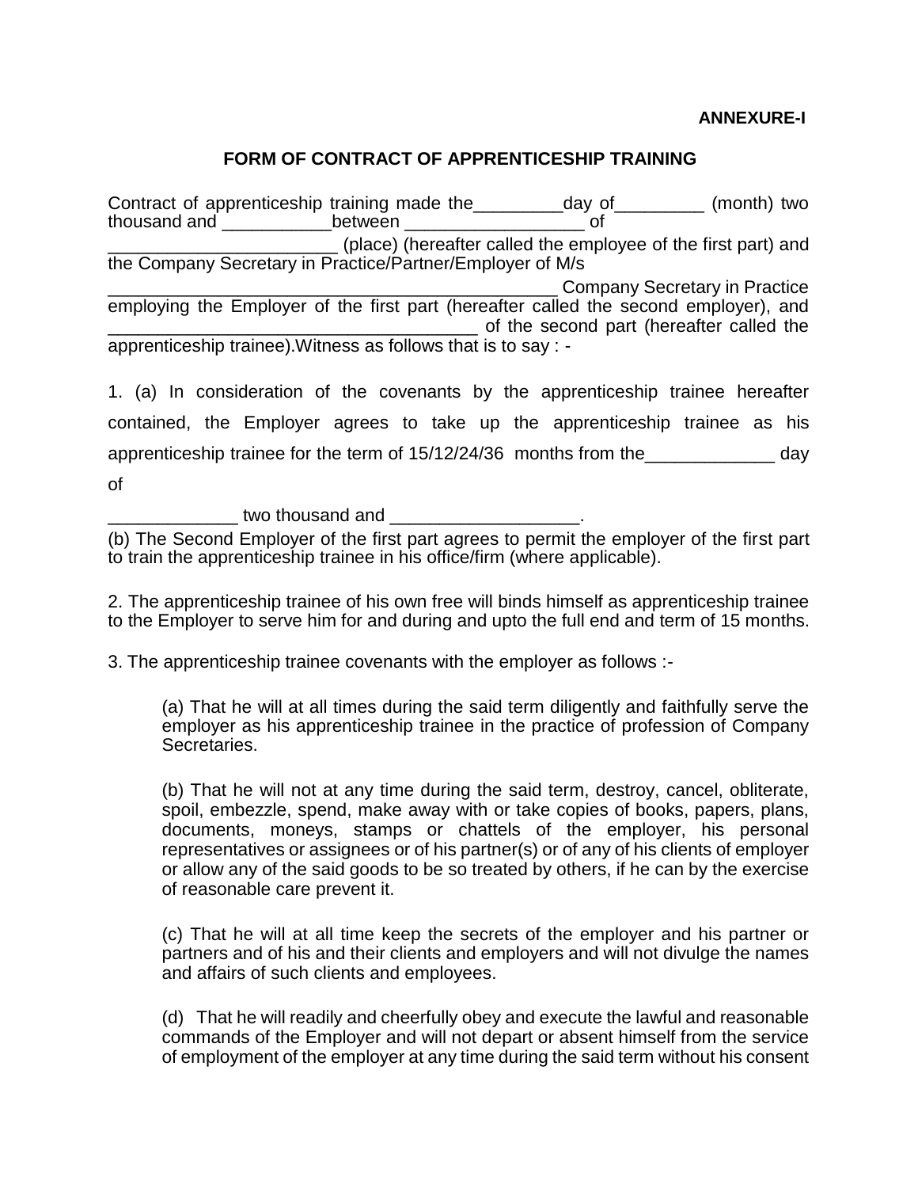**ANNEXURE-I**

## FORM OF CONTRACT OF APPRENTICESHIP TRAINING

Contract of apprenticeship training made the_________day of_________ (month) two thousand and ___________between __________________ of _______________________ (place) (hereafter called the employee of the first part) and the Company Secretary in Practice/Partner/Employer of M/s _______________________________________________ Company Secretary in Practice employing the Employer of the first part (hereafter called the second employer), and _____________________________________ of the second part (hereafter called the apprenticeship trainee).Witness as follows that is to say : -

1. (a) In consideration of the covenants by the apprenticeship trainee hereafter contained, the Employer agrees to take up the apprenticeship trainee as his apprenticeship trainee for the term of 15/12/24/36 months from the_____________ day of

_____________ two thousand and ___________________.

(b) The Second Employer of the first part agrees to permit the employer of the first part to train the apprenticeship trainee in his office/firm (where applicable).

2. The apprenticeship trainee of his own free will binds himself as apprenticeship trainee to the Employer to serve him for and during and upto the full end and term of 15 months.

3. The apprenticeship trainee covenants with the employer as follows :-

(a) That he will at all times during the said term diligently and faithfully serve the employer as his apprenticeship trainee in the practice of profession of Company Secretaries.

(b) That he will not at any time during the said term, destroy, cancel, obliterate, spoil, embezzle, spend, make away with or take copies of books, papers, plans, documents, moneys, stamps or chattels of the employer, his personal representatives or assignees or of his partner(s) or of any of his clients of employer or allow any of the said goods to be so treated by others, if he can by the exercise of reasonable care prevent it.

(c) That he will at all time keep the secrets of the employer and his partner or partners and of his and their clients and employers and will not divulge the names and affairs of such clients and employees.

(d) That he will readily and cheerfully obey and execute the lawful and reasonable commands of the Employer and will not depart or absent himself from the service of employment of the employer at any time during the said term without his consent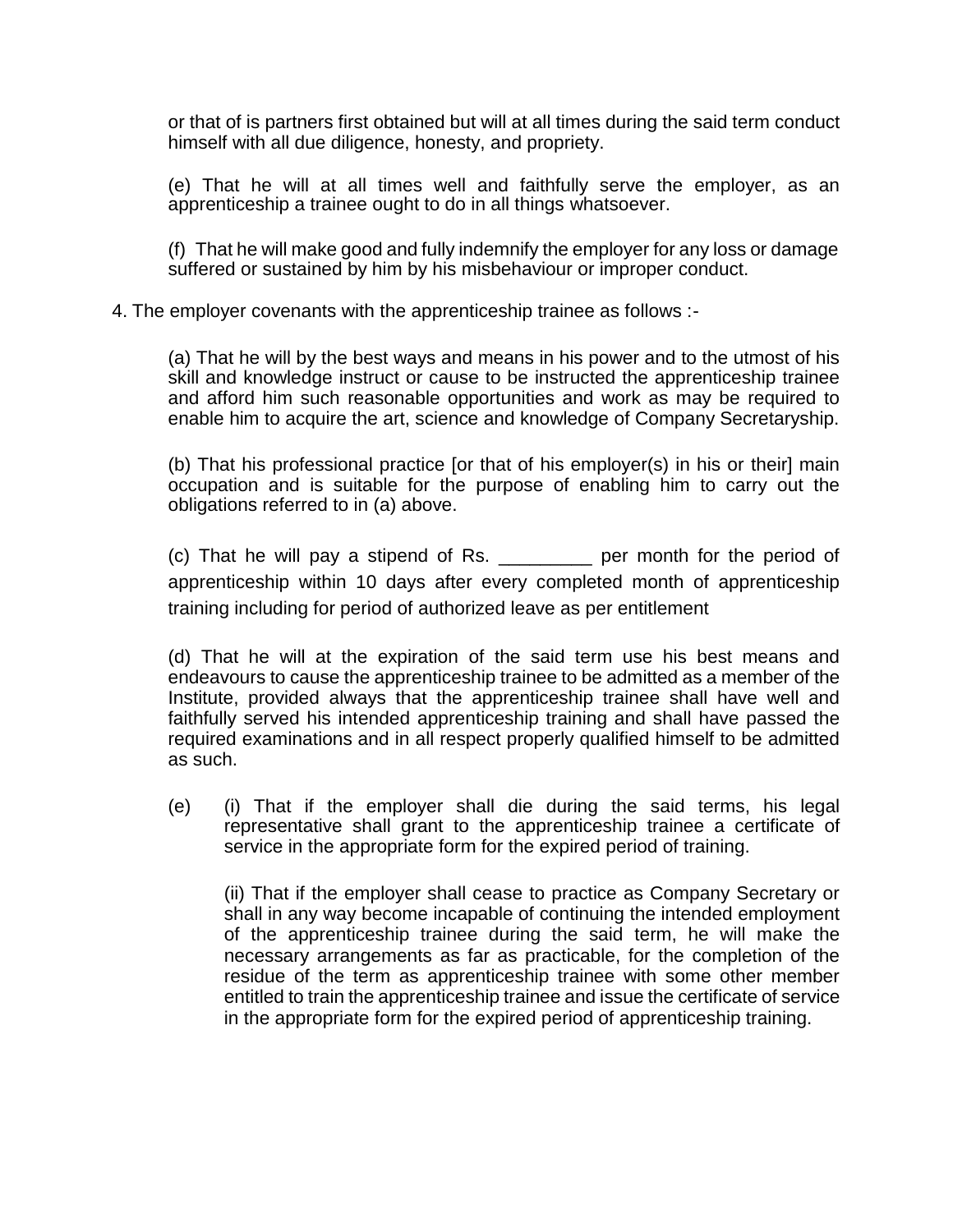or that of is partners first obtained but will at all times during the said term conduct himself with all due diligence, honesty, and propriety.

(e) That he will at all times well and faithfully serve the employer, as an apprenticeship a trainee ought to do in all things whatsoever.

(f) That he will make good and fully indemnify the employer for any loss or damage suffered or sustained by him by his misbehaviour or improper conduct.

4. The employer covenants with the apprenticeship trainee as follows :-

(a) That he will by the best ways and means in his power and to the utmost of his skill and knowledge instruct or cause to be instructed the apprenticeship trainee and afford him such reasonable opportunities and work as may be required to enable him to acquire the art, science and knowledge of Company Secretaryship.

(b) That his professional practice [or that of his employer(s) in his or their] main occupation and is suitable for the purpose of enabling him to carry out the obligations referred to in (a) above.

(c) That he will pay a stipend of Rs. _________ per month for the period of apprenticeship within 10 days after every completed month of apprenticeship training including for period of authorized leave as per entitlement

(d) That he will at the expiration of the said term use his best means and endeavours to cause the apprenticeship trainee to be admitted as a member of the Institute, provided always that the apprenticeship trainee shall have well and faithfully served his intended apprenticeship training and shall have passed the required examinations and in all respect properly qualified himself to be admitted as such.

(e) (i) That if the employer shall die during the said terms, his legal representative shall grant to the apprenticeship trainee a certificate of service in the appropriate form for the expired period of training.

(ii) That if the employer shall cease to practice as Company Secretary or shall in any way become incapable of continuing the intended employment of the apprenticeship trainee during the said term, he will make the necessary arrangements as far as practicable, for the completion of the residue of the term as apprenticeship trainee with some other member entitled to train the apprenticeship trainee and issue the certificate of service in the appropriate form for the expired period of apprenticeship training.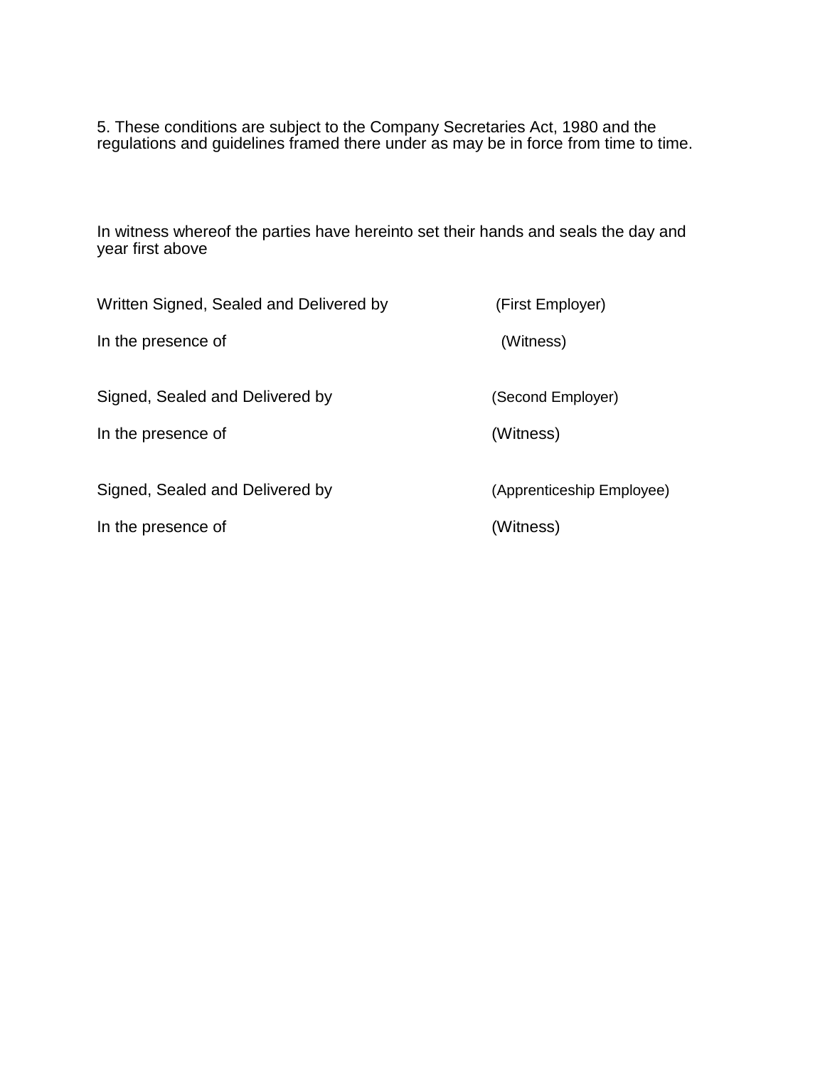5. These conditions are subject to the Company Secretaries Act, 1980 and the regulations and guidelines framed there under as may be in force from time to time.

In witness whereof the parties have hereinto set their hands and seals the day and year first above

| | |
|---|---|
| Written Signed, Sealed and Delivered by | (First Employer) |
| In the presence of | (Witness) |
| Signed, Sealed and Delivered by | (Second Employer) |
| In the presence of | (Witness) |
| Signed, Sealed and Delivered by | (Apprenticeship Employee) |
| In the presence of | (Witness) |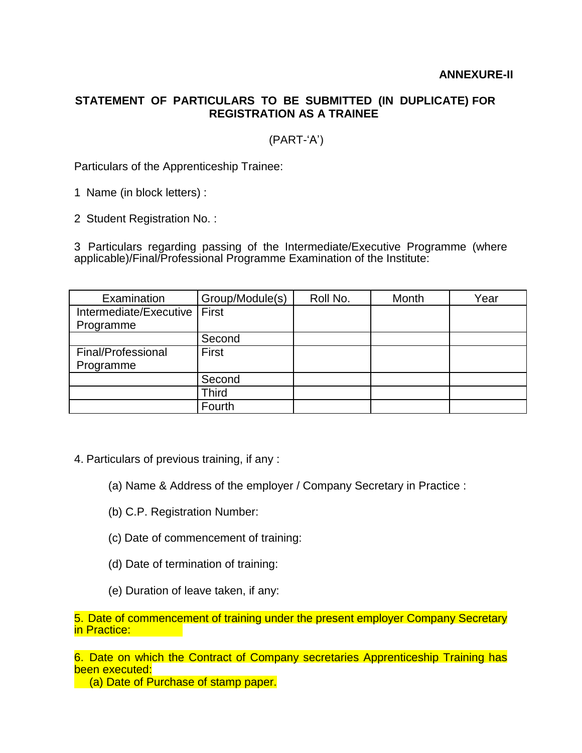**ANNEXURE-II**

**STATEMENT OF PARTICULARS TO BE SUBMITTED (IN DUPLICATE) FOR REGISTRATION AS A TRAINEE**

(PART-'A')

Particulars of the Apprenticeship Trainee:

1 Name (in block letters) :

2 Student Registration No. :

3 Particulars regarding passing of the Intermediate/Executive Programme (where applicable)/Final/Professional Programme Examination of the Institute:

| Examination | Group/Module(s) | Roll No. | Month | Year |
|---|---|---|---|---|
| Intermediate/Executive Programme | First | | | |
| | Second | | | |
| Final/Professional Programme | First | | | |
| | Second | | | |
| | Third | | | |
| | Fourth | | | |

4. Particulars of previous training, if any :

(a) Name & Address of the employer / Company Secretary in Practice :

(b) C.P. Registration Number:

(c) Date of commencement of training:

(d) Date of termination of training:

(e) Duration of leave taken, if any:

5. Date of commencement of training under the present employer Company Secretary in Practice:

6. Date on which the Contract of Company secretaries Apprenticeship Training has been executed:

(a) Date of Purchase of stamp paper.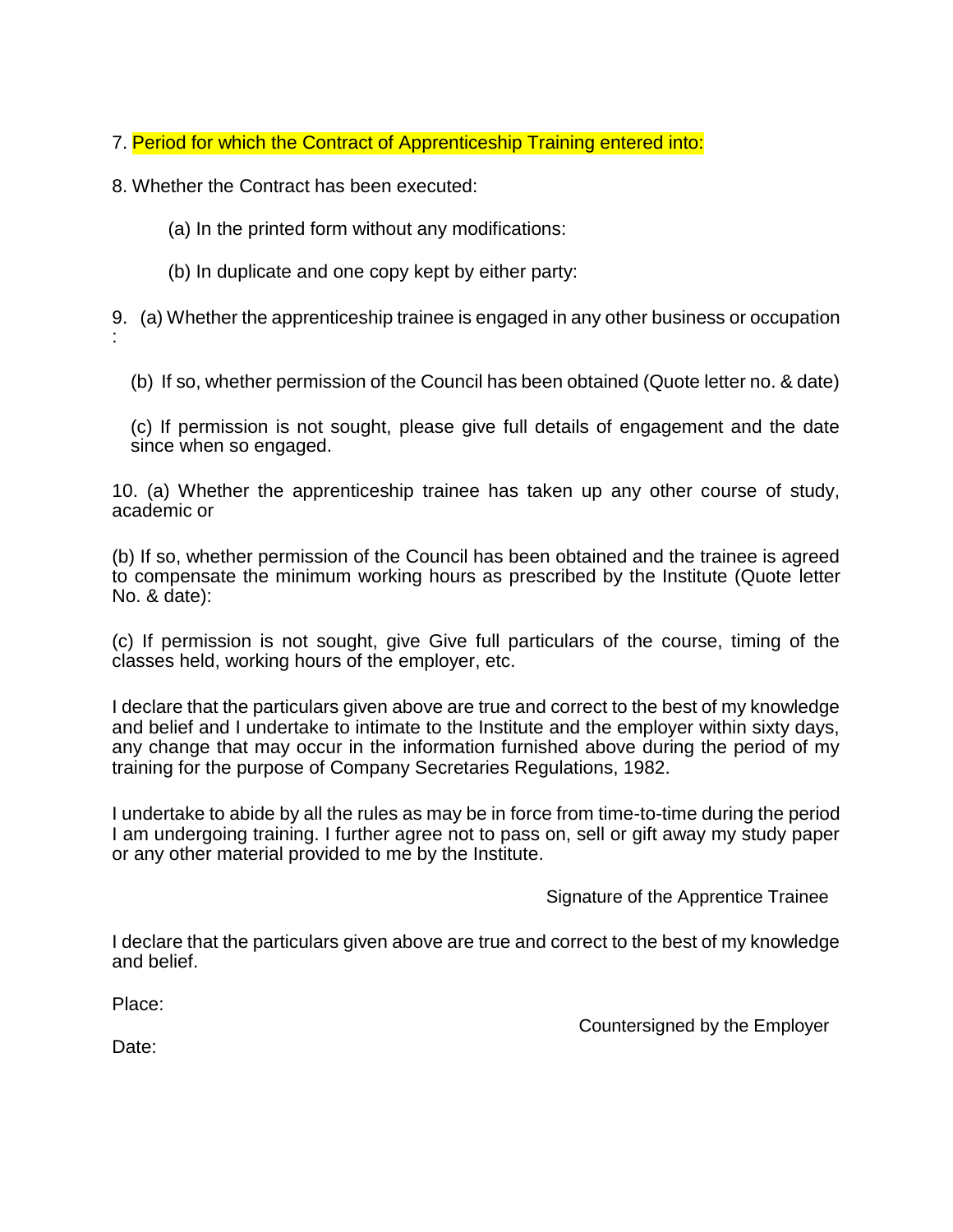7. Period for which the Contract of Apprenticeship Training entered into:

8. Whether the Contract has been executed:

(a) In the printed form without any modifications:

(b) In duplicate and one copy kept by either party:

9. (a) Whether the apprenticeship trainee is engaged in any other business or occupation :

(b) If so, whether permission of the Council has been obtained (Quote letter no. & date)

(c) If permission is not sought, please give full details of engagement and the date since when so engaged.

10. (a) Whether the apprenticeship trainee has taken up any other course of study, academic or

(b) If so, whether permission of the Council has been obtained and the trainee is agreed to compensate the minimum working hours as prescribed by the Institute (Quote letter No. & date):

(c) If permission is not sought, give Give full particulars of the course, timing of the classes held, working hours of the employer, etc.

I declare that the particulars given above are true and correct to the best of my knowledge and belief and I undertake to intimate to the Institute and the employer within sixty days, any change that may occur in the information furnished above during the period of my training for the purpose of Company Secretaries Regulations, 1982.

I undertake to abide by all the rules as may be in force from time-to-time during the period I am undergoing training. I further agree not to pass on, sell or gift away my study paper or any other material provided to me by the Institute.

Signature of the Apprentice Trainee

I declare that the particulars given above are true and correct to the best of my knowledge and belief.

Place:

Countersigned by the Employer

Date: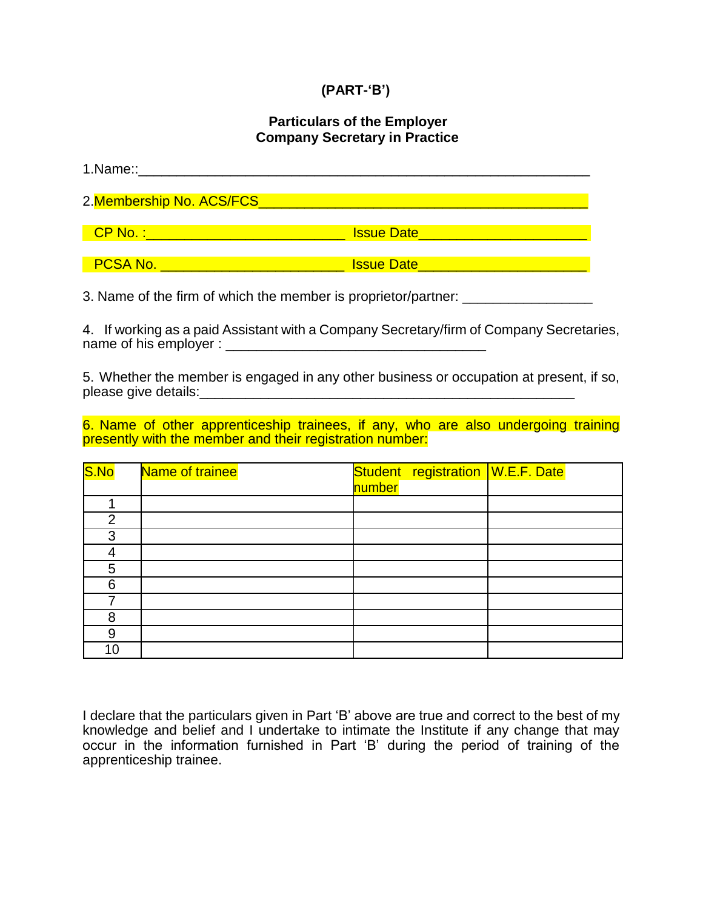**(PART-'B')**

**Particulars of the Employer**
**Company Secretary in Practice**

1.Name::_______________________________________________________

2.Membership No. ACS/FCS________________________________________

CP No. :_________________________ Issue Date_____________________

PCSA No. ________________________ Issue Date_____________________

3. Name of the firm of which the member is proprietor/partner: ________________

4. If working as a paid Assistant with a Company Secretary/firm of Company Secretaries, name of his employer : _________________________________

5. Whether the member is engaged in any other business or occupation at present, if so, please give details:_______________________________________________

6. Name of other apprenticeship trainees, if any, who are also undergoing training presently with the member and their registration number:

| S.No | Name of trainee | Student registration number | W.E.F. Date |
|---|---|---|---|
| 1 | | | |
| 2 | | | |
| 3 | | | |
| 4 | | | |
| 5 | | | |
| 6 | | | |
| 7 | | | |
| 8 | | | |
| 9 | | | |
| 10 | | | |

I declare that the particulars given in Part 'B' above are true and correct to the best of my knowledge and belief and I undertake to intimate the Institute if any change that may occur in the information furnished in Part 'B' during the period of training of the apprenticeship trainee.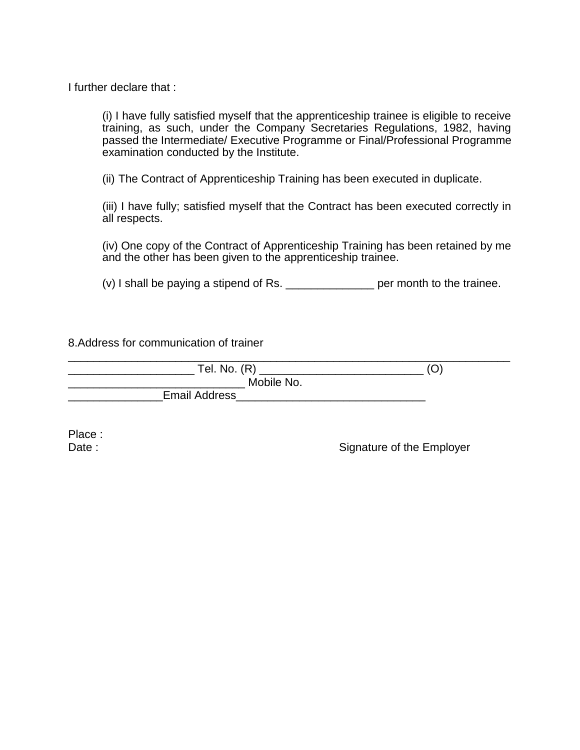I further declare that :

(i) I have fully satisfied myself that the apprenticeship trainee is eligible to receive training, as such, under the Company Secretaries Regulations, 1982, having passed the Intermediate/ Executive Programme or Final/Professional Programme examination conducted by the Institute.

(ii) The Contract of Apprenticeship Training has been executed in duplicate.

(iii) I have fully; satisfied myself that the Contract has been executed correctly in all respects.

(iv) One copy of the Contract of Apprenticeship Training has been retained by me and the other has been given to the apprenticeship trainee.

(v) I shall be paying a stipend of Rs. ______________ per month to the trainee.

8.Address for communication of trainer
______________________________________________________________________
___________________ Tel. No. (R) _________________________ (O)
___________________________ Mobile No.
______________Email Address_____________________________

Place :
Date : Signature of the Employer